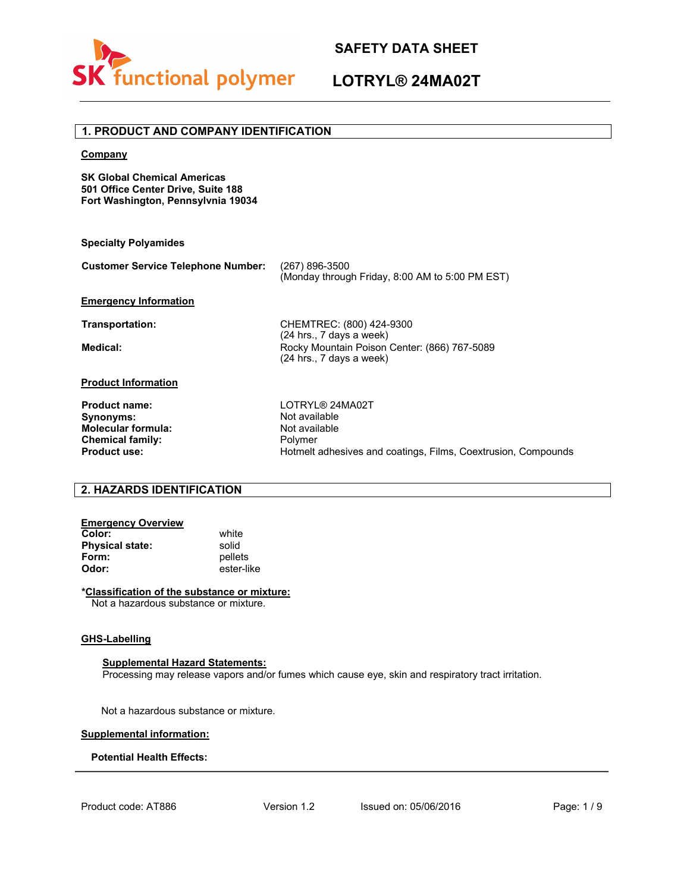# SAFETY DATA SHEET

# LOTRYL® 24MA02T

## 1. PRODUCT AND COMPANY IDENTIFICATION

**Company**

**SK Global Chemical Americas**
**501 Office Center Drive, Suite 188**
**Fort Washington, Pennsylvnia 19034**

**Specialty Polyamides**

| | |
|---|---|
| **Customer Service Telephone Number:** | (267) 896-3500<br>(Monday through Friday, 8:00 AM to 5:00 PM EST) |

**Emergency Information**

| | |
|---|---|
| **Transportation:** | CHEMTREC: (800) 424-9300<br>(24 hrs., 7 days a week) |
| **Medical:** | Rocky Mountain Poison Center: (866) 767-5089<br>(24 hrs., 7 days a week) |

**Product Information**

| | |
|---|---|
| **Product name:** | LOTRYL® 24MA02T |
| **Synonyms:** | Not available |
| **Molecular formula:** | Not available |
| **Chemical family:** | Polymer |
| **Product use:** | Hotmelt adhesives and coatings, Films, Coextrusion, Compounds |

## 2. HAZARDS IDENTIFICATION

**Emergency Overview**

| | |
|---|---|
| **Color:** | white |
| **Physical state:** | solid |
| **Form:** | pellets |
| **Odor:** | ester-like |

**\*Classification of the substance or mixture:**
Not a hazardous substance or mixture.

**GHS-Labelling**

**Supplemental Hazard Statements:**
Processing may release vapors and/or fumes which cause eye, skin and respiratory tract irritation.

Not a hazardous substance or mixture.

**Supplemental information:**

**Potential Health Effects:**

Product code: AT886 Version 1.2 Issued on: 05/06/2016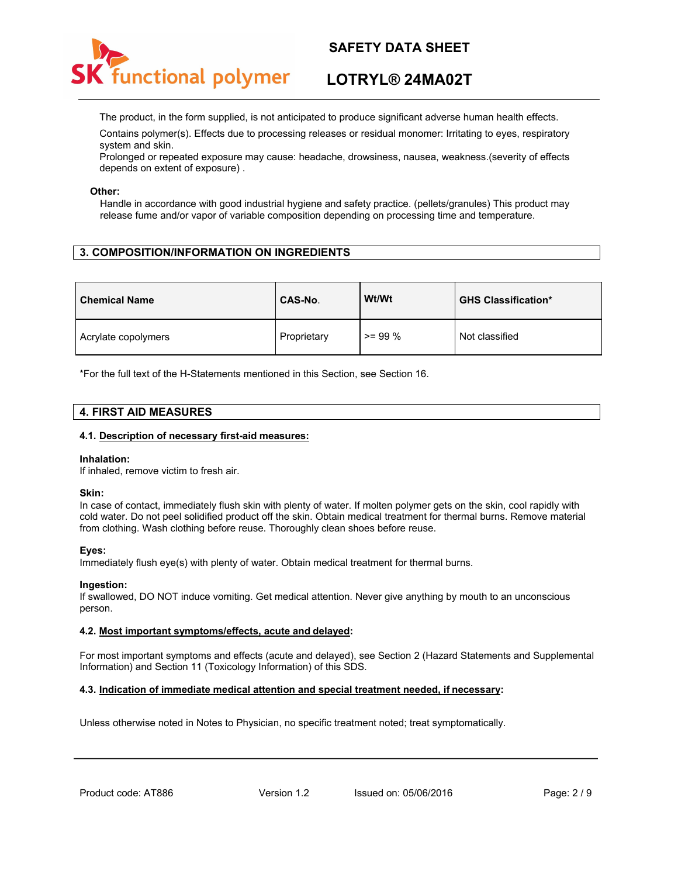The product, in the form supplied, is not anticipated to produce significant adverse human health effects.

Contains polymer(s). Effects due to processing releases or residual monomer: Irritating to eyes, respiratory system and skin.
Prolonged or repeated exposure may cause: headache, drowsiness, nausea, weakness.(severity of effects depends on extent of exposure) .

**Other:**

Handle in accordance with good industrial hygiene and safety practice. (pellets/granules) This product may release fume and/or vapor of variable composition depending on processing time and temperature.

## 3. COMPOSITION/INFORMATION ON INGREDIENTS

| Chemical Name | CAS-No. | Wt/Wt | GHS Classification* |
|---|---|---|---|
| Acrylate copolymers | Proprietary | >= 99 % | Not classified |

*For the full text of the H-Statements mentioned in this Section, see Section 16.

## 4. FIRST AID MEASURES

### 4.1. Description of necessary first-aid measures:

**Inhalation:**
If inhaled, remove victim to fresh air.

**Skin:**
In case of contact, immediately flush skin with plenty of water. If molten polymer gets on the skin, cool rapidly with cold water. Do not peel solidified product off the skin. Obtain medical treatment for thermal burns. Remove material from clothing. Wash clothing before reuse. Thoroughly clean shoes before reuse.

**Eyes:**
Immediately flush eye(s) with plenty of water. Obtain medical treatment for thermal burns.

**Ingestion:**
If swallowed, DO NOT induce vomiting. Get medical attention. Never give anything by mouth to an unconscious person.

### 4.2. Most important symptoms/effects, acute and delayed:

For most important symptoms and effects (acute and delayed), see Section 2 (Hazard Statements and Supplemental Information) and Section 11 (Toxicology Information) of this SDS.

### 4.3. Indication of immediate medical attention and special treatment needed, if necessary:

Unless otherwise noted in Notes to Physician, no specific treatment noted; treat symptomatically.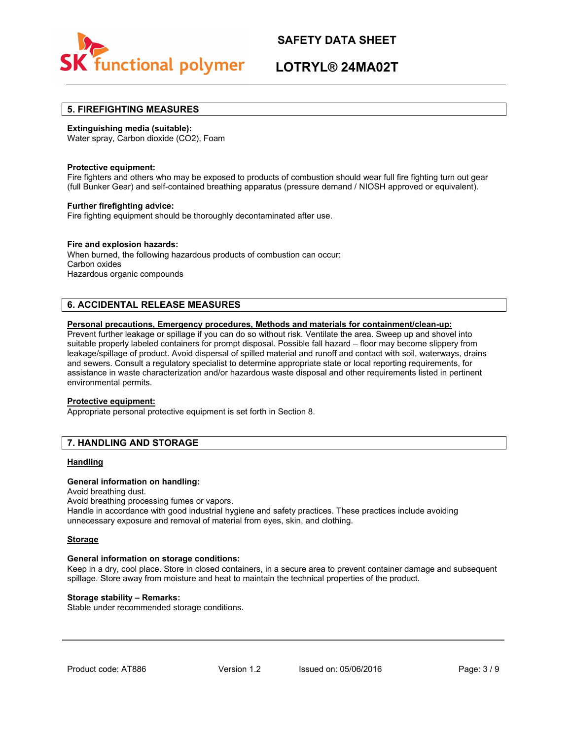## 5. FIREFIGHTING MEASURES

**Extinguishing media (suitable):**
Water spray, Carbon dioxide ($CO_2$), Foam

**Protective equipment:**
Fire fighters and others who may be exposed to products of combustion should wear full fire fighting turn out gear (full Bunker Gear) and self-contained breathing apparatus (pressure demand / NIOSH approved or equivalent).

**Further firefighting advice:**
Fire fighting equipment should be thoroughly decontaminated after use.

**Fire and explosion hazards:**
When burned, the following hazardous products of combustion can occur:
Carbon oxides
Hazardous organic compounds

## 6. ACCIDENTAL RELEASE MEASURES

**Personal precautions, Emergency procedures, Methods and materials for containment/clean-up:**
Prevent further leakage or spillage if you can do so without risk. Ventilate the area. Sweep up and shovel into suitable properly labeled containers for prompt disposal. Possible fall hazard – floor may become slippery from leakage/spillage of product. Avoid dispersal of spilled material and runoff and contact with soil, waterways, drains and sewers. Consult a regulatory specialist to determine appropriate state or local reporting requirements, for assistance in waste characterization and/or hazardous waste disposal and other requirements listed in pertinent environmental permits.

**Protective equipment:**
Appropriate personal protective equipment is set forth in Section 8.

## 7. HANDLING AND STORAGE

**Handling**

**General information on handling:**
Avoid breathing dust.
Avoid breathing processing fumes or vapors.
Handle in accordance with good industrial hygiene and safety practices. These practices include avoiding unnecessary exposure and removal of material from eyes, skin, and clothing.

**Storage**

**General information on storage conditions:**
Keep in a dry, cool place. Store in closed containers, in a secure area to prevent container damage and subsequent spillage. Store away from moisture and heat to maintain the technical properties of the product.

**Storage stability – Remarks:**
Stable under recommended storage conditions.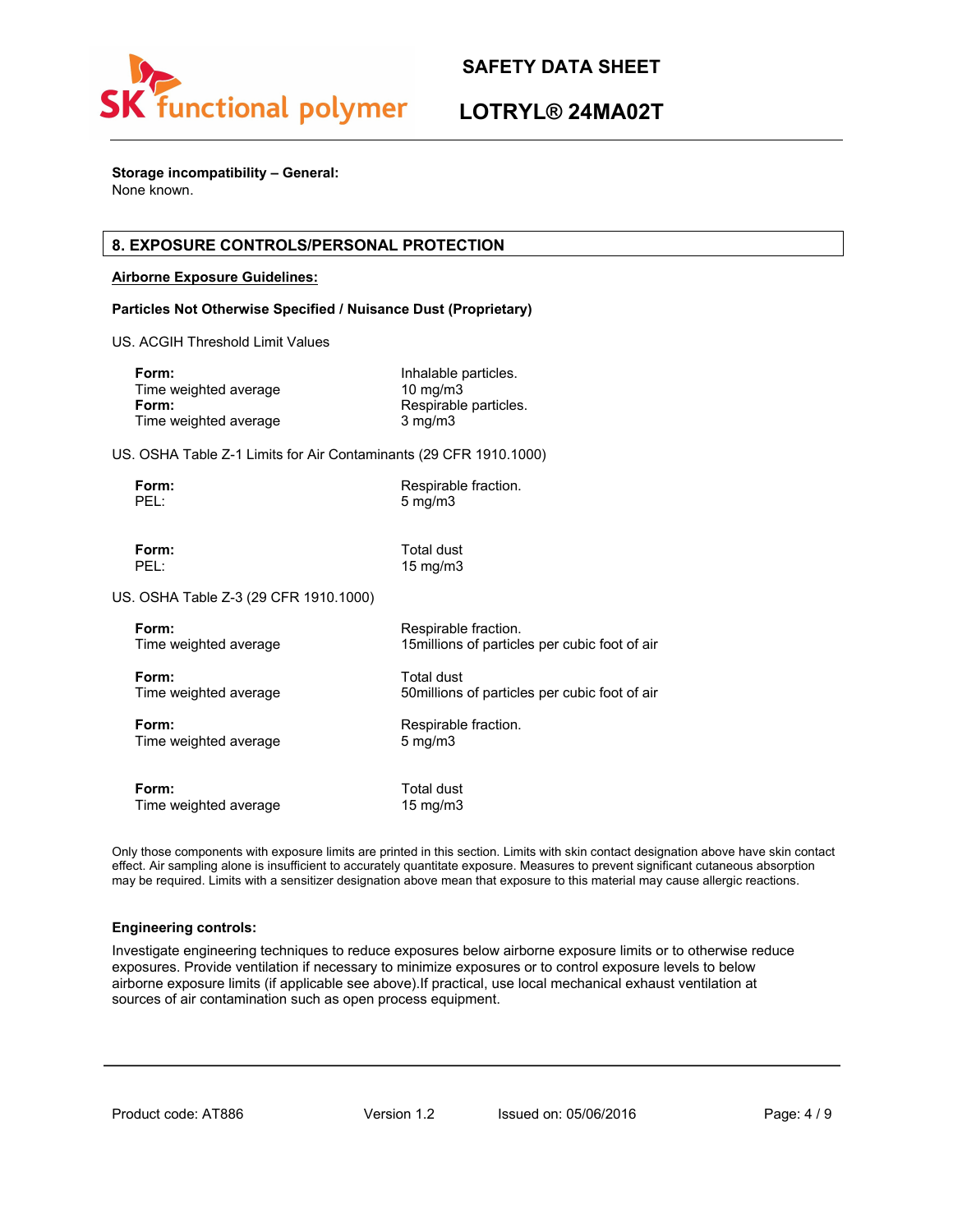**Storage incompatibility – General:**
None known.

## 8. EXPOSURE CONTROLS/PERSONAL PROTECTION

**Airborne Exposure Guidelines:**

**Particles Not Otherwise Specified / Nuisance Dust (Proprietary)**

US. ACGIH Threshold Limit Values

| | |
|---|---|
| **Form:** | Inhalable particles. |
| Time weighted average | 10 mg/m3 |
| **Form:** | Respirable particles. |
| Time weighted average | 3 mg/m3 |

US. OSHA Table Z-1 Limits for Air Contaminants (29 CFR 1910.1000)

| | |
|---|---|
| **Form:** | Respirable fraction. |
| PEL: | 5 mg/m3 |
| **Form:** | Total dust |
| PEL: | 15 mg/m3 |

US. OSHA Table Z-3 (29 CFR 1910.1000)

| | |
|---|---|
| **Form:** | Respirable fraction. |
| Time weighted average | 15millions of particles per cubic foot of air |
| **Form:** | Total dust |
| Time weighted average | 50millions of particles per cubic foot of air |
| **Form:** | Respirable fraction. |
| Time weighted average | 5 mg/m3 |
| **Form:** | Total dust |
| Time weighted average | 15 mg/m3 |

Only those components with exposure limits are printed in this section. Limits with skin contact designation above have skin contact effect. Air sampling alone is insufficient to accurately quantitate exposure. Measures to prevent significant cutaneous absorption may be required. Limits with a sensitizer designation above mean that exposure to this material may cause allergic reactions.

**Engineering controls:**

Investigate engineering techniques to reduce exposures below airborne exposure limits or to otherwise reduce exposures. Provide ventilation if necessary to minimize exposures or to control exposure levels to below airborne exposure limits (if applicable see above).If practical, use local mechanical exhaust ventilation at sources of air contamination such as open process equipment.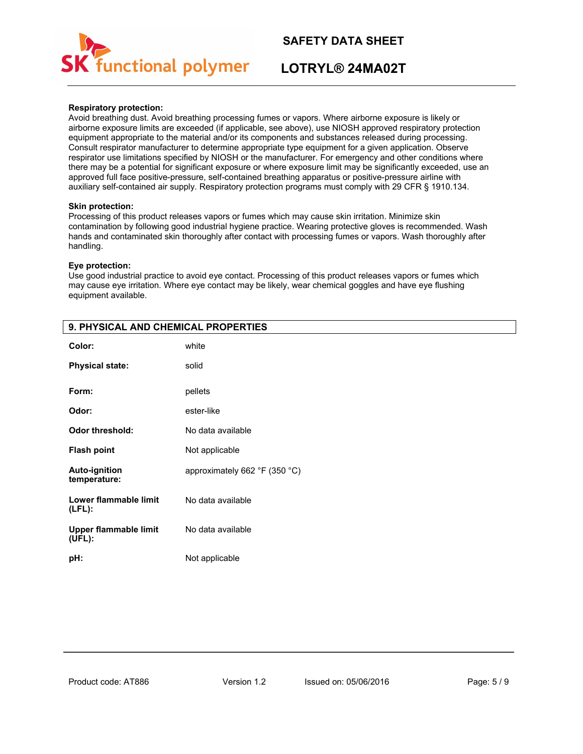**Respiratory protection:**
Avoid breathing dust. Avoid breathing processing fumes or vapors. Where airborne exposure is likely or airborne exposure limits are exceeded (if applicable, see above), use NIOSH approved respiratory protection equipment appropriate to the material and/or its components and substances released during processing. Consult respirator manufacturer to determine appropriate type equipment for a given application. Observe respirator use limitations specified by NIOSH or the manufacturer. For emergency and other conditions where there may be a potential for significant exposure or where exposure limit may be significantly exceeded, use an approved full face positive-pressure, self-contained breathing apparatus or positive-pressure airline with auxiliary self-contained air supply. Respiratory protection programs must comply with 29 CFR § 1910.134.

**Skin protection:**
Processing of this product releases vapors or fumes which may cause skin irritation. Minimize skin contamination by following good industrial hygiene practice. Wearing protective gloves is recommended. Wash hands and contaminated skin thoroughly after contact with processing fumes or vapors. Wash thoroughly after handling.

**Eye protection:**
Use good industrial practice to avoid eye contact. Processing of this product releases vapors or fumes which may cause eye irritation. Where eye contact may be likely, wear chemical goggles and have eye flushing equipment available.

## 9. PHYSICAL AND CHEMICAL PROPERTIES

| | |
|---|---|
| **Color:** | white |
| **Physical state:** | solid |
| **Form:** | pellets |
| **Odor:** | ester-like |
| **Odor threshold:** | No data available |
| **Flash point** | Not applicable |
| **Auto-ignition temperature:** | approximately 662 °F (350 °C) |
| **Lower flammable limit (LFL):** | No data available |
| **Upper flammable limit (UFL):** | No data available |
| **pH:** | Not applicable |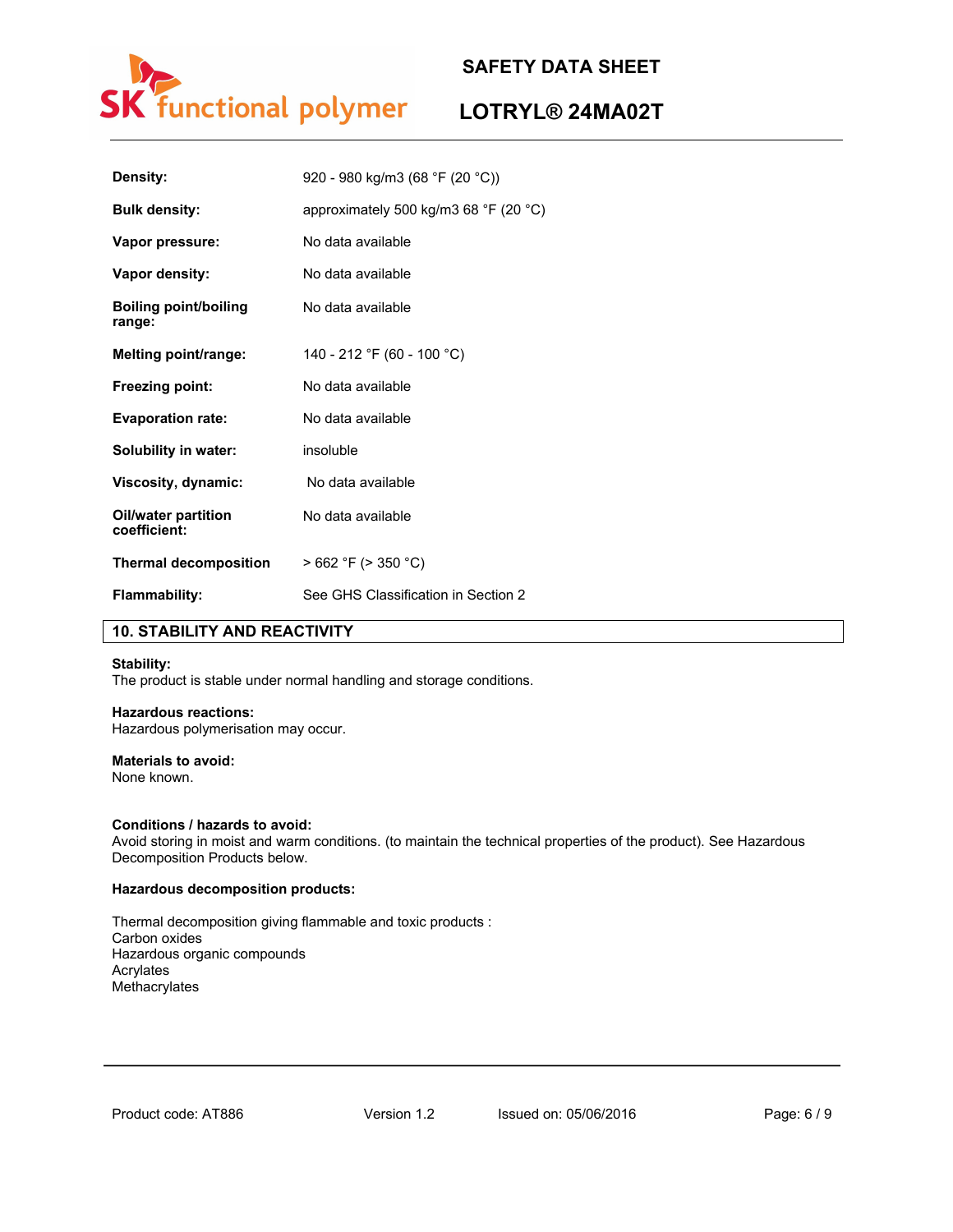| | |
|---|---|
| **Density:** | 920 - 980 kg/m3 (68 °F (20 °C)) |
| **Bulk density:** | approximately 500 kg/m3 68 °F (20 °C) |
| **Vapor pressure:** | No data available |
| **Vapor density:** | No data available |
| **Boiling point/boiling range:** | No data available |
| **Melting point/range:** | 140 - 212 °F (60 - 100 °C) |
| **Freezing point:** | No data available |
| **Evaporation rate:** | No data available |
| **Solubility in water:** | insoluble |
| **Viscosity, dynamic:** | No data available |
| **Oil/water partition coefficient:** | No data available |
| **Thermal decomposition** | > 662 °F (> 350 °C) |
| **Flammability:** | See GHS Classification in Section 2 |

## 10. STABILITY AND REACTIVITY

**Stability:**
The product is stable under normal handling and storage conditions.

**Hazardous reactions:**
Hazardous polymerisation may occur.

**Materials to avoid:**
None known.

**Conditions / hazards to avoid:**
Avoid storing in moist and warm conditions. (to maintain the technical properties of the product). See Hazardous Decomposition Products below.

**Hazardous decomposition products:**

Thermal decomposition giving flammable and toxic products :
Carbon oxides
Hazardous organic compounds
Acrylates
Methacrylates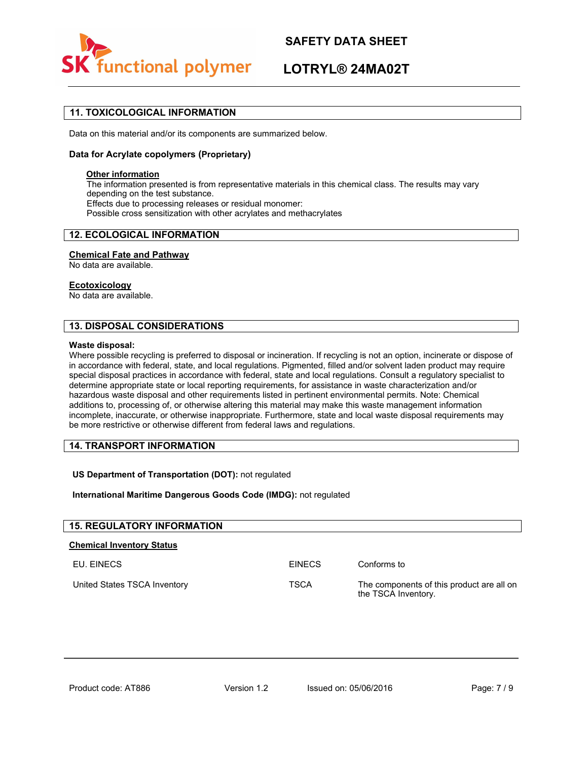## 11. TOXICOLOGICAL INFORMATION

Data on this material and/or its components are summarized below.

**Data for Acrylate copolymers (Proprietary)**

**Other information**

The information presented is from representative materials in this chemical class. The results may vary depending on the test substance.
Effects due to processing releases or residual monomer:
Possible cross sensitization with other acrylates and methacrylates

## 12. ECOLOGICAL INFORMATION

**Chemical Fate and Pathway**

No data are available.

**Ecotoxicology**

No data are available.

## 13. DISPOSAL CONSIDERATIONS

**Waste disposal:**

Where possible recycling is preferred to disposal or incineration. If recycling is not an option, incinerate or dispose of in accordance with federal, state, and local regulations. Pigmented, filled and/or solvent laden product may require special disposal practices in accordance with federal, state and local regulations. Consult a regulatory specialist to determine appropriate state or local reporting requirements, for assistance in waste characterization and/or hazardous waste disposal and other requirements listed in pertinent environmental permits. Note: Chemical additions to, processing of, or otherwise altering this material may make this waste management information incomplete, inaccurate, or otherwise inappropriate. Furthermore, state and local waste disposal requirements may be more restrictive or otherwise different from federal laws and regulations.

## 14. TRANSPORT INFORMATION

**US Department of Transportation (DOT):** not regulated

**International Maritime Dangerous Goods Code (IMDG):** not regulated

## 15. REGULATORY INFORMATION

**Chemical Inventory Status**

| | | |
|---|---|---|
| EU. EINECS | EINECS | Conforms to |
| United States TSCA Inventory | TSCA | The components of this product are all on the TSCA Inventory. |

Product code: AT886 Version 1.2 Issued on: 05/06/2016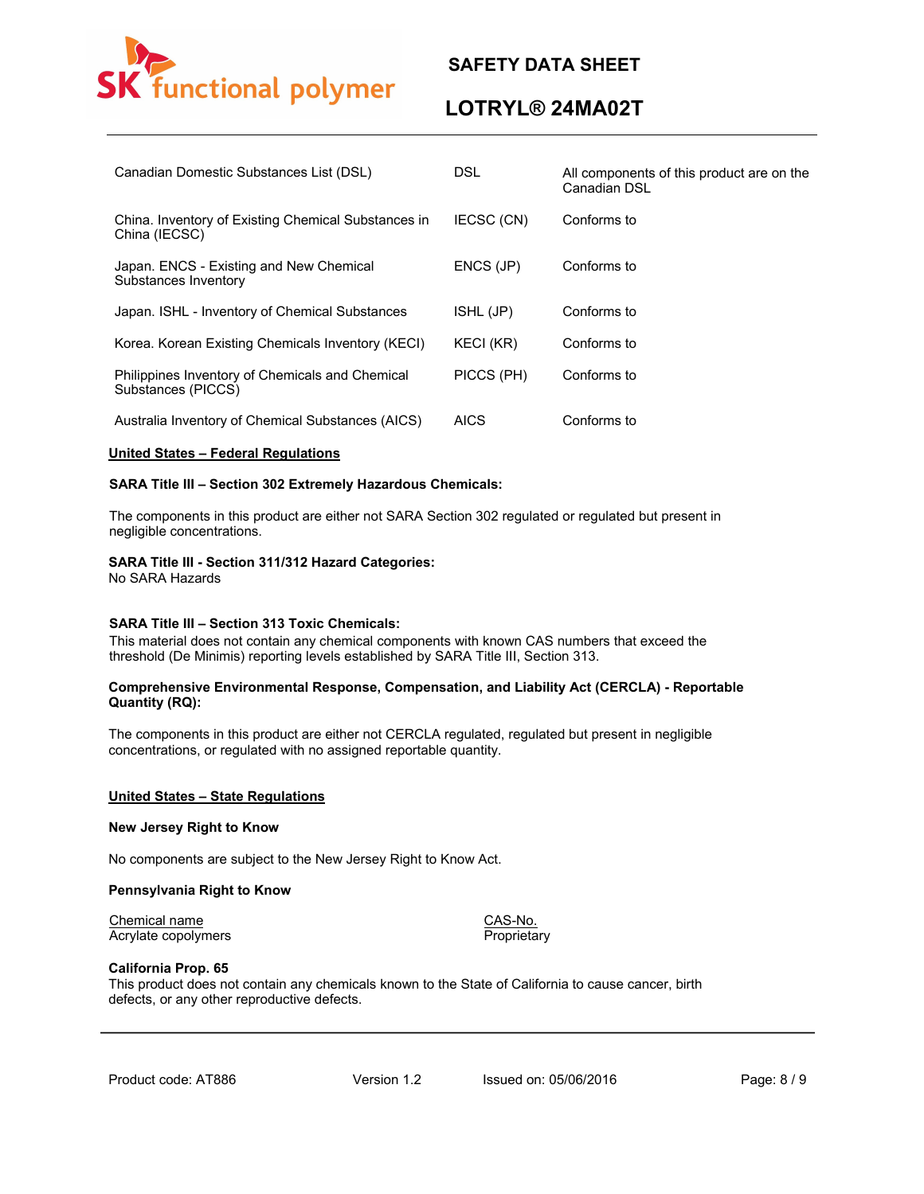| | | |
|---|---|---|
| Canadian Domestic Substances List (DSL) | DSL | All components of this product are on the Canadian DSL |
| China. Inventory of Existing Chemical Substances in China (IECSC) | IECSC (CN) | Conforms to |
| Japan. ENCS - Existing and New Chemical Substances Inventory | ENCS (JP) | Conforms to |
| Japan. ISHL - Inventory of Chemical Substances | ISHL (JP) | Conforms to |
| Korea. Korean Existing Chemicals Inventory (KECI) | KECI (KR) | Conforms to |
| Philippines Inventory of Chemicals and Chemical Substances (PICCS) | PICCS (PH) | Conforms to |
| Australia Inventory of Chemical Substances (AICS) | AICS | Conforms to |

## United States – Federal Regulations

**SARA Title III – Section 302 Extremely Hazardous Chemicals:**

The components in this product are either not SARA Section 302 regulated or regulated but present in negligible concentrations.

**SARA Title III - Section 311/312 Hazard Categories:**
No SARA Hazards

**SARA Title III – Section 313 Toxic Chemicals:**
This material does not contain any chemical components with known CAS numbers that exceed the threshold (De Minimis) reporting levels established by SARA Title III, Section 313.

**Comprehensive Environmental Response, Compensation, and Liability Act (CERCLA) - Reportable Quantity (RQ):**

The components in this product are either not CERCLA regulated, regulated but present in negligible concentrations, or regulated with no assigned reportable quantity.

## United States – State Regulations

**New Jersey Right to Know**

No components are subject to the New Jersey Right to Know Act.

**Pennsylvania Right to Know**

| Chemical name | CAS-No. |
|---|---|
| Acrylate copolymers | Proprietary |

**California Prop. 65**
This product does not contain any chemicals known to the State of California to cause cancer, birth defects, or any other reproductive defects.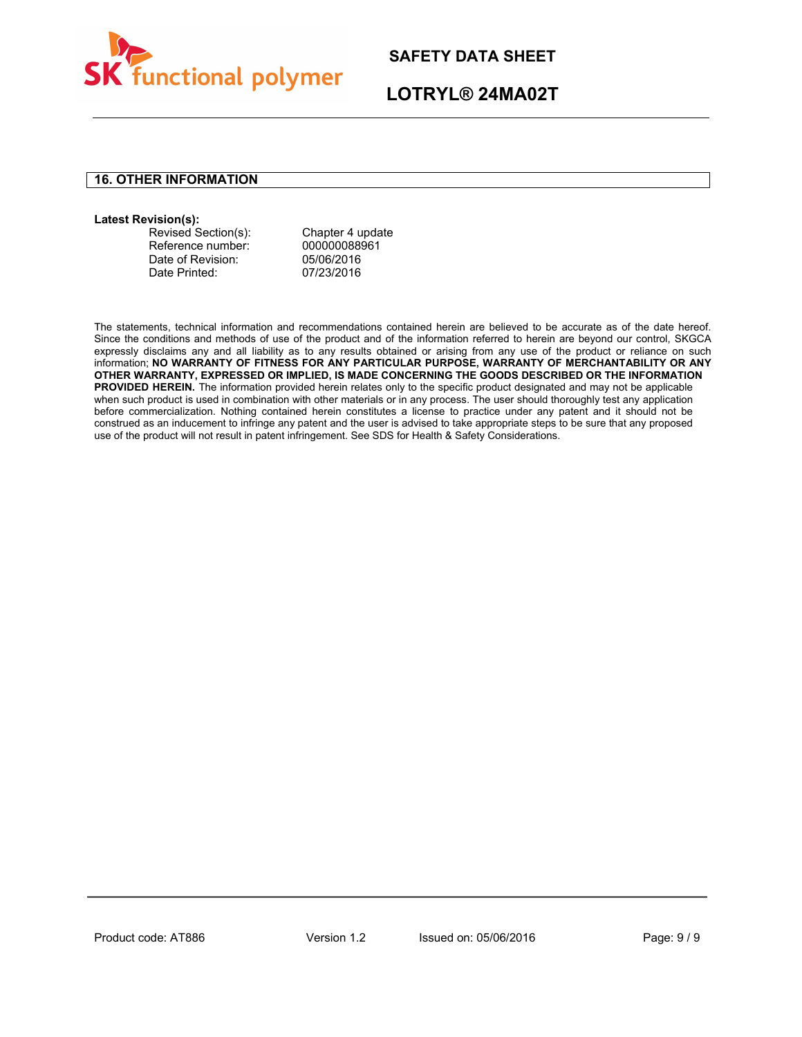## 16. OTHER INFORMATION

**Latest Revision(s):**

| | |
|---|---|
| Revised Section(s): | Chapter 4 update |
| Reference number: | 000000088961 |
| Date of Revision: | 05/06/2016 |
| Date Printed: | 07/23/2016 |

The statements, technical information and recommendations contained herein are believed to be accurate as of the date hereof. Since the conditions and methods of use of the product and of the information referred to herein are beyond our control, SKGCA expressly disclaims any and all liability as to any results obtained or arising from any use of the product or reliance on such information; **NO WARRANTY OF FITNESS FOR ANY PARTICULAR PURPOSE, WARRANTY OF MERCHANTABILITY OR ANY OTHER WARRANTY, EXPRESSED OR IMPLIED, IS MADE CONCERNING THE GOODS DESCRIBED OR THE INFORMATION PROVIDED HEREIN.** The information provided herein relates only to the specific product designated and may not be applicable when such product is used in combination with other materials or in any process. The user should thoroughly test any application before commercialization. Nothing contained herein constitutes a license to practice under any patent and it should not be construed as an inducement to infringe any patent and the user is advised to take appropriate steps to be sure that any proposed use of the product will not result in patent infringement. See SDS for Health & Safety Considerations.